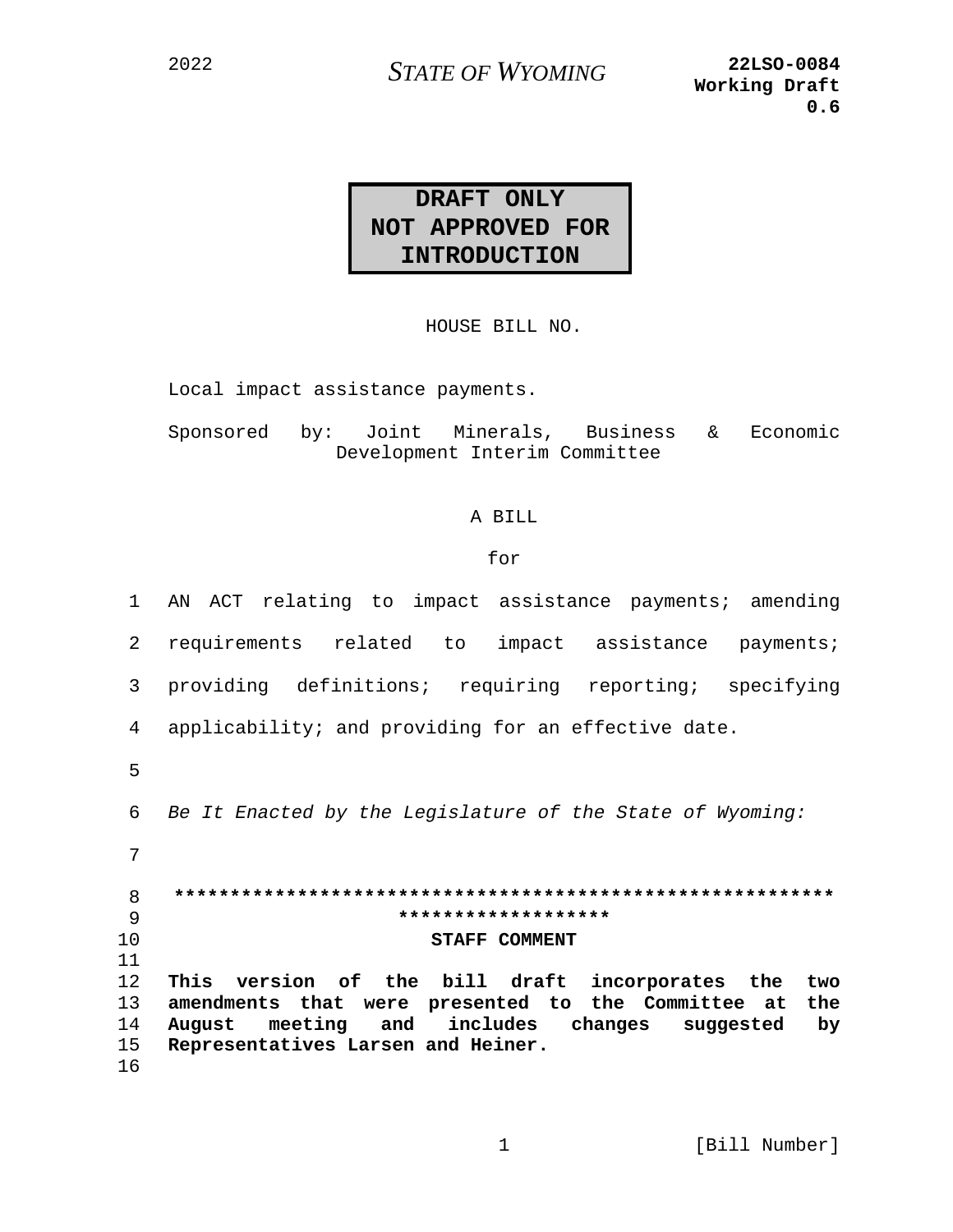2022

*STATE OF WYOMING*

**22LSO-0084**
**Working Draft**
**0.6**

**DRAFT ONLY**
**NOT APPROVED FOR INTRODUCTION**

HOUSE BILL NO.

Local impact assistance payments.

Sponsored by: Joint Minerals, Business & Economic Development Interim Committee

A BILL

for

AN ACT relating to impact assistance payments; amending requirements related to impact assistance payments; providing definitions; requiring reporting; specifying applicability; and providing for an effective date.

*Be It Enacted by the Legislature of the State of Wyoming:*

*******************************************************************************

**STAFF COMMENT**

**This version of the bill draft incorporates the two amendments that were presented to the Committee at the August meeting and includes changes suggested by Representatives Larsen and Heiner.**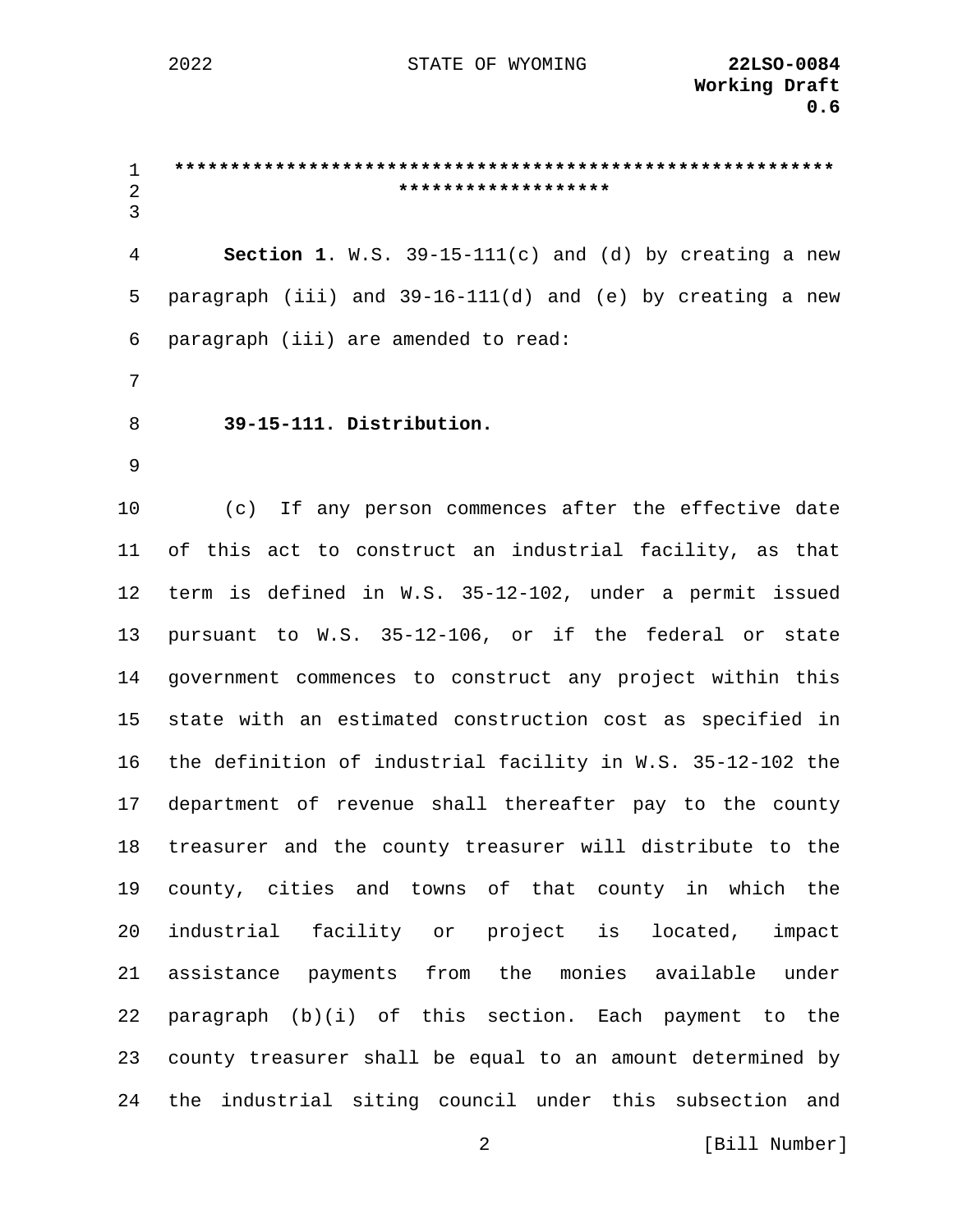*************************************************************
*******************

**Section 1**. W.S. 39-15-111(c) and (d) by creating a new paragraph (iii) and 39-16-111(d) and (e) by creating a new paragraph (iii) are amended to read:

**39-15-111. Distribution.**

(c) If any person commences after the effective date of this act to construct an industrial facility, as that term is defined in W.S. 35-12-102, under a permit issued pursuant to W.S. 35-12-106, or if the federal or state government commences to construct any project within this state with an estimated construction cost as specified in the definition of industrial facility in W.S. 35-12-102 the department of revenue shall thereafter pay to the county treasurer and the county treasurer will distribute to the county, cities and towns of that county in which the industrial facility or project is located, impact assistance payments from the monies available under paragraph (b)(i) of this section. Each payment to the county treasurer shall be equal to an amount determined by the industrial siting council under this subsection and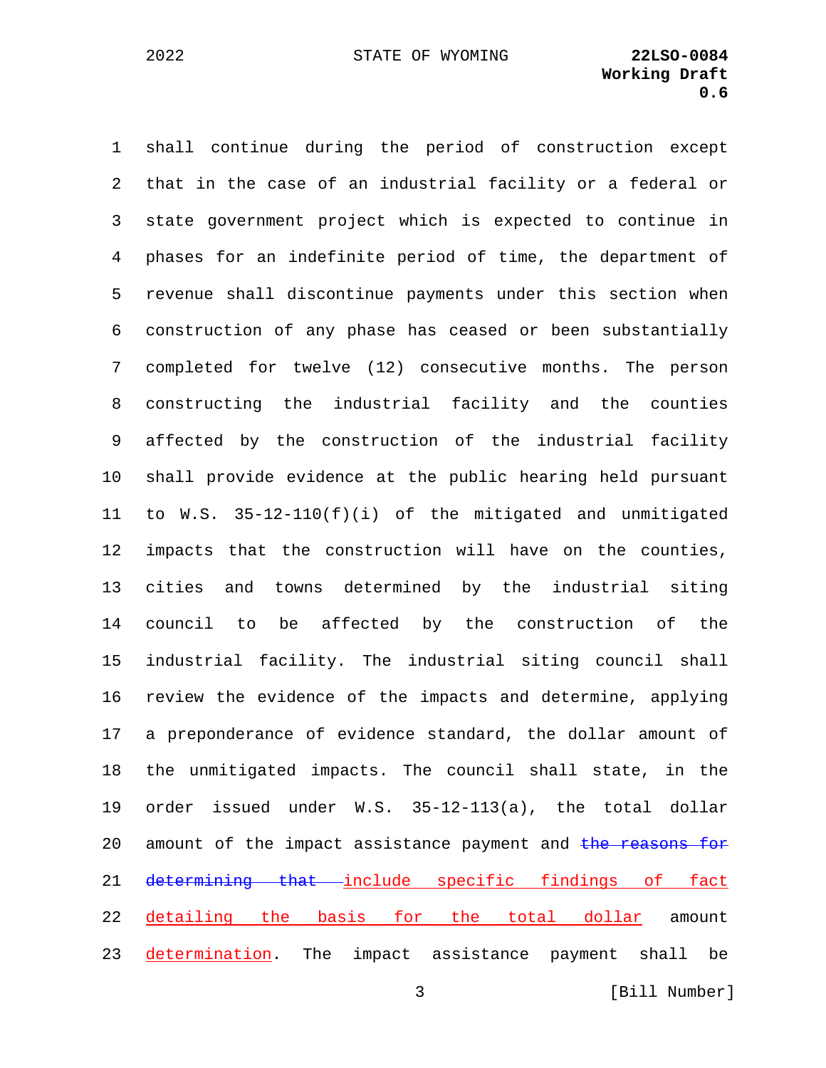shall continue during the period of construction except that in the case of an industrial facility or a federal or state government project which is expected to continue in phases for an indefinite period of time, the department of revenue shall discontinue payments under this section when construction of any phase has ceased or been substantially completed for twelve (12) consecutive months. The person constructing the industrial facility and the counties affected by the construction of the industrial facility shall provide evidence at the public hearing held pursuant to W.S. 35-12-110(f)(i) of the mitigated and unmitigated impacts that the construction will have on the counties, cities and towns determined by the industrial siting council to be affected by the construction of the industrial facility. The industrial siting council shall review the evidence of the impacts and determine, applying a preponderance of evidence standard, the dollar amount of the unmitigated impacts. The council shall state, in the order issued under W.S. 35-12-113(a), the total dollar amount of the impact assistance payment and ~~the reasons for determining that~~ include specific findings of fact detailing the basis for the total dollar amount determination. The impact assistance payment shall be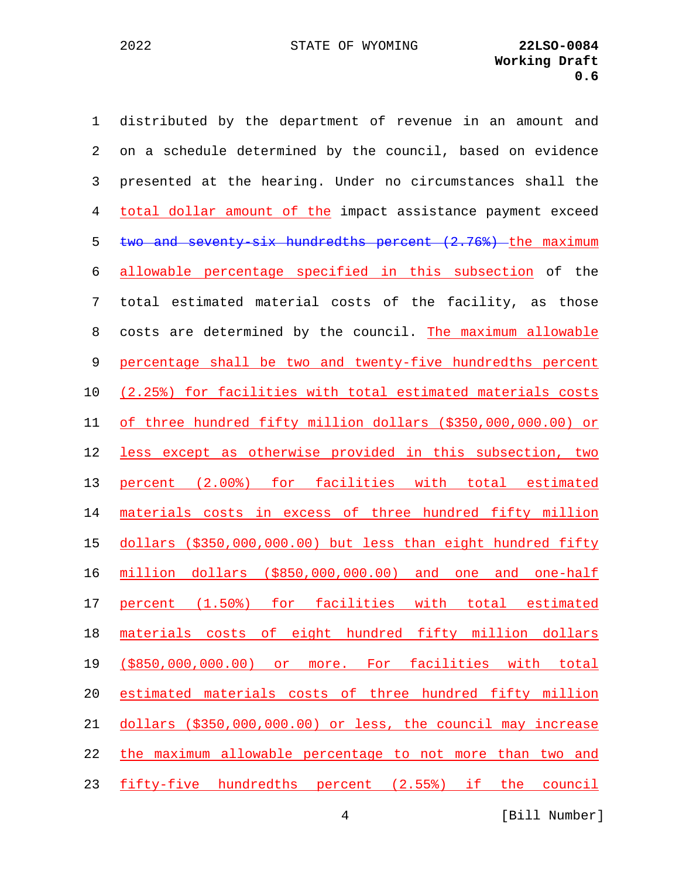distributed by the department of revenue in an amount and on a schedule determined by the council, based on evidence presented at the hearing. Under no circumstances shall the total dollar amount of the impact assistance payment exceed ~~two and seventy-six hundredths percent (2.76%)~~ the maximum allowable percentage specified in this subsection of the total estimated material costs of the facility, as those costs are determined by the council. The maximum allowable percentage shall be two and twenty-five hundredths percent (2.25%) for facilities with total estimated materials costs of three hundred fifty million dollars ($350,000,000.00) or less except as otherwise provided in this subsection, two percent (2.00%) for facilities with total estimated materials costs in excess of three hundred fifty million dollars ($350,000,000.00) but less than eight hundred fifty million dollars ($850,000,000.00) and one and one-half percent (1.50%) for facilities with total estimated materials costs of eight hundred fifty million dollars ($850,000,000.00) or more. For facilities with total estimated materials costs of three hundred fifty million dollars ($350,000,000.00) or less, the council may increase the maximum allowable percentage to not more than two and fifty-five hundredths percent (2.55%) if the council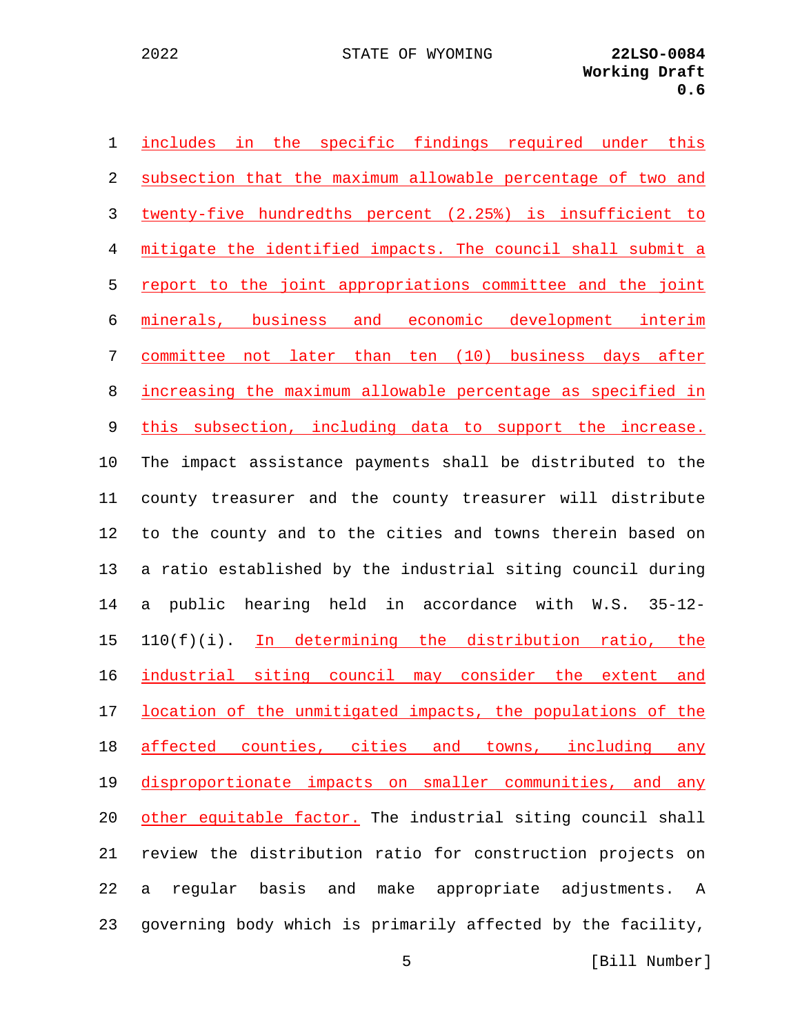includes in the specific findings required under this subsection that the maximum allowable percentage of two and twenty-five hundredths percent (2.25%) is insufficient to mitigate the identified impacts. The council shall submit a report to the joint appropriations committee and the joint minerals, business and economic development interim committee not later than ten (10) business days after increasing the maximum allowable percentage as specified in this subsection, including data to support the increase. The impact assistance payments shall be distributed to the county treasurer and the county treasurer will distribute to the county and to the cities and towns therein based on a ratio established by the industrial siting council during a public hearing held in accordance with W.S. 35-12-110(f)(i). In determining the distribution ratio, the industrial siting council may consider the extent and location of the unmitigated impacts, the populations of the affected counties, cities and towns, including any disproportionate impacts on smaller communities, and any other equitable factor. The industrial siting council shall review the distribution ratio for construction projects on a regular basis and make appropriate adjustments. A governing body which is primarily affected by the facility,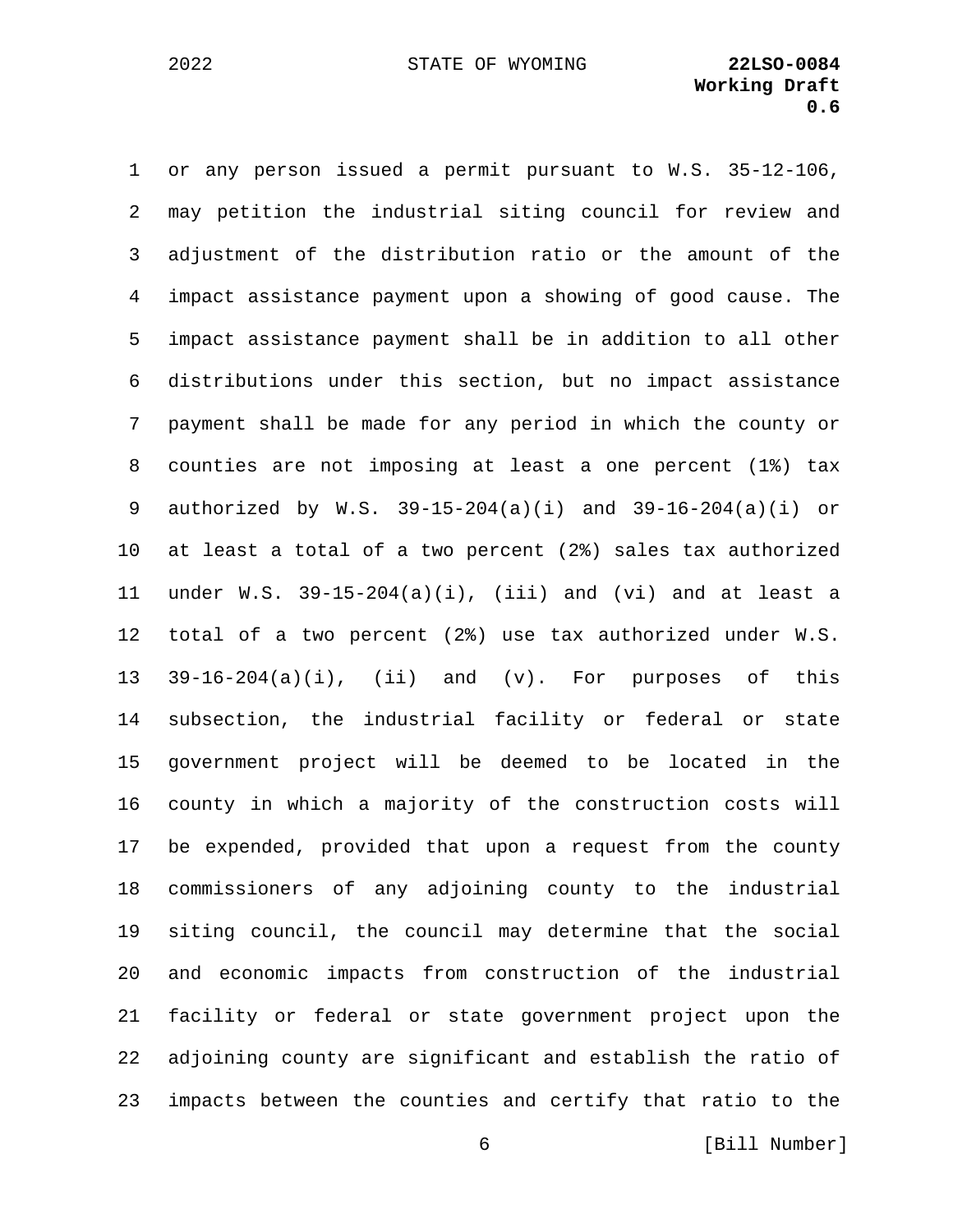or any person issued a permit pursuant to W.S. 35-12-106, may petition the industrial siting council for review and adjustment of the distribution ratio or the amount of the impact assistance payment upon a showing of good cause. The impact assistance payment shall be in addition to all other distributions under this section, but no impact assistance payment shall be made for any period in which the county or counties are not imposing at least a one percent (1%) tax authorized by W.S. 39-15-204(a)(i) and 39-16-204(a)(i) or at least a total of a two percent (2%) sales tax authorized under W.S. 39-15-204(a)(i), (iii) and (vi) and at least a total of a two percent (2%) use tax authorized under W.S. 39-16-204(a)(i), (ii) and (v). For purposes of this subsection, the industrial facility or federal or state government project will be deemed to be located in the county in which a majority of the construction costs will be expended, provided that upon a request from the county commissioners of any adjoining county to the industrial siting council, the council may determine that the social and economic impacts from construction of the industrial facility or federal or state government project upon the adjoining county are significant and establish the ratio of impacts between the counties and certify that ratio to the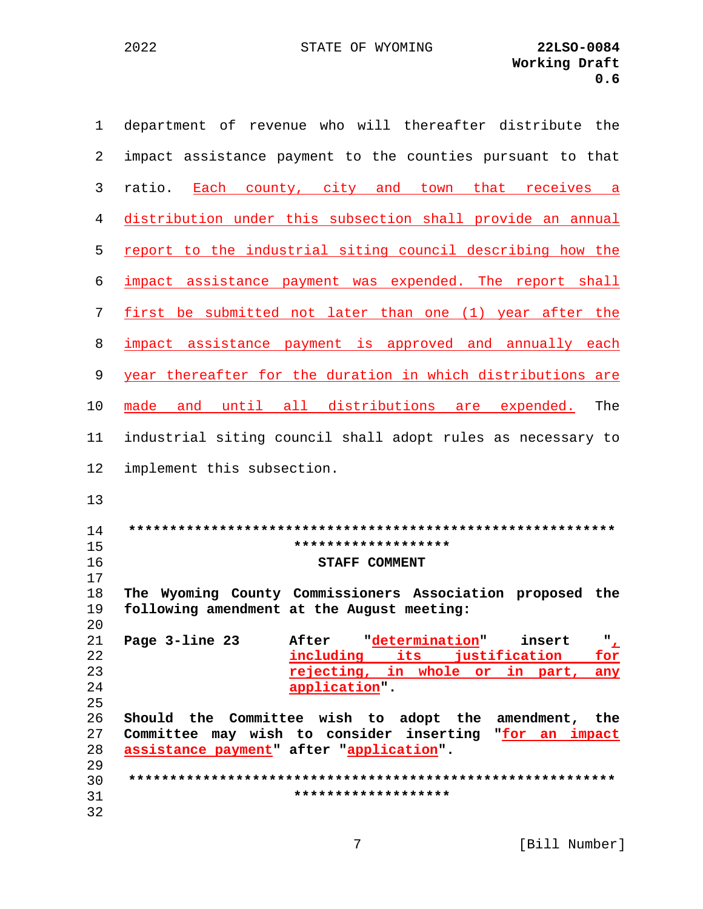department of revenue who will thereafter distribute the impact assistance payment to the counties pursuant to that ratio. Each county, city and town that receives a distribution under this subsection shall provide an annual report to the industrial siting council describing how the impact assistance payment was expended. The report shall first be submitted not later than one (1) year after the impact assistance payment is approved and annually each year thereafter for the duration in which distributions are made and until all distributions are expended. The industrial siting council shall adopt rules as necessary to implement this subsection.

\*\*\*\*\*\*\*\*\*\*\*\*\*\*\*\*\*\*\*\*\*\*\*\*\*\*\*\*\*\*\*\*\*\*\*\*\*\*\*\*\*\*\*\*\*\*\*\*\*\*\*\*\*\*\*\*\*\*\*\*\*\*\*\*\*\*\*\*\*\*\*\*\*\*\*\*\*\*\*\*\*\*

**STAFF COMMENT**

**The Wyoming County Commissioners Association proposed the following amendment at the August meeting:**

| | |
|---|---|
| **Page 3-line 23** | **After "determination" insert ", including its justification for rejecting, in whole or in part, any application".** |

**Should the Committee wish to adopt the amendment, the Committee may wish to consider inserting "for an impact assistance payment" after "application".**

\*\*\*\*\*\*\*\*\*\*\*\*\*\*\*\*\*\*\*\*\*\*\*\*\*\*\*\*\*\*\*\*\*\*\*\*\*\*\*\*\*\*\*\*\*\*\*\*\*\*\*\*\*\*\*\*\*\*\*\*\*\*\*\*\*\*\*\*\*\*\*\*\*\*\*\*\*\*\*\*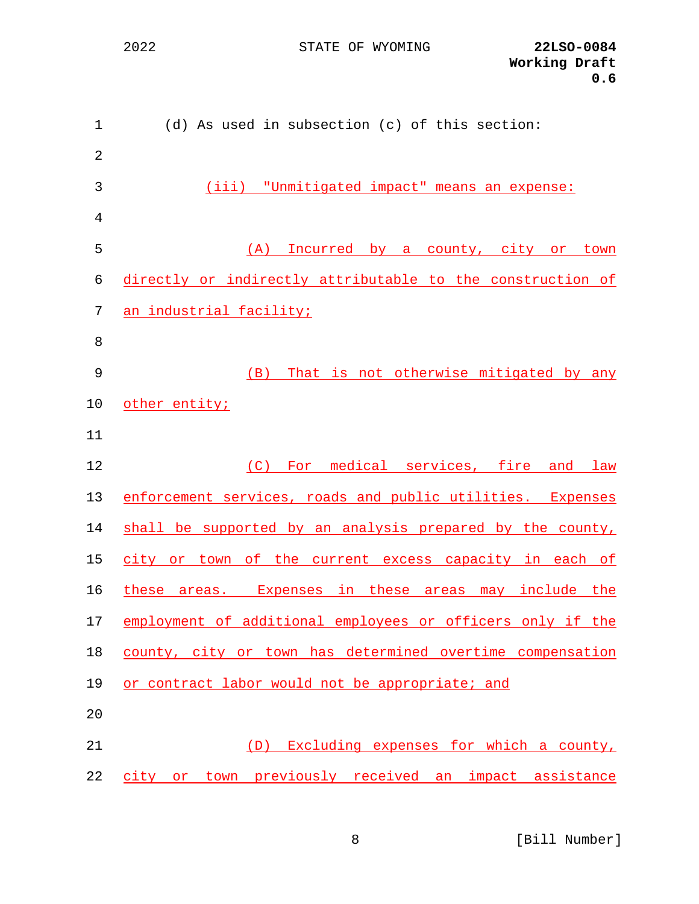(d) As used in subsection (c) of this section:

(iii) "Unmitigated impact" means an expense:

(A) Incurred by a county, city or town directly or indirectly attributable to the construction of an industrial facility;

(B) That is not otherwise mitigated by any other entity;

(C) For medical services, fire and law enforcement services, roads and public utilities. Expenses shall be supported by an analysis prepared by the county, city or town of the current excess capacity in each of these areas. Expenses in these areas may include the employment of additional employees or officers only if the county, city or town has determined overtime compensation or contract labor would not be appropriate; and

(D) Excluding expenses for which a county, city or town previously received an impact assistance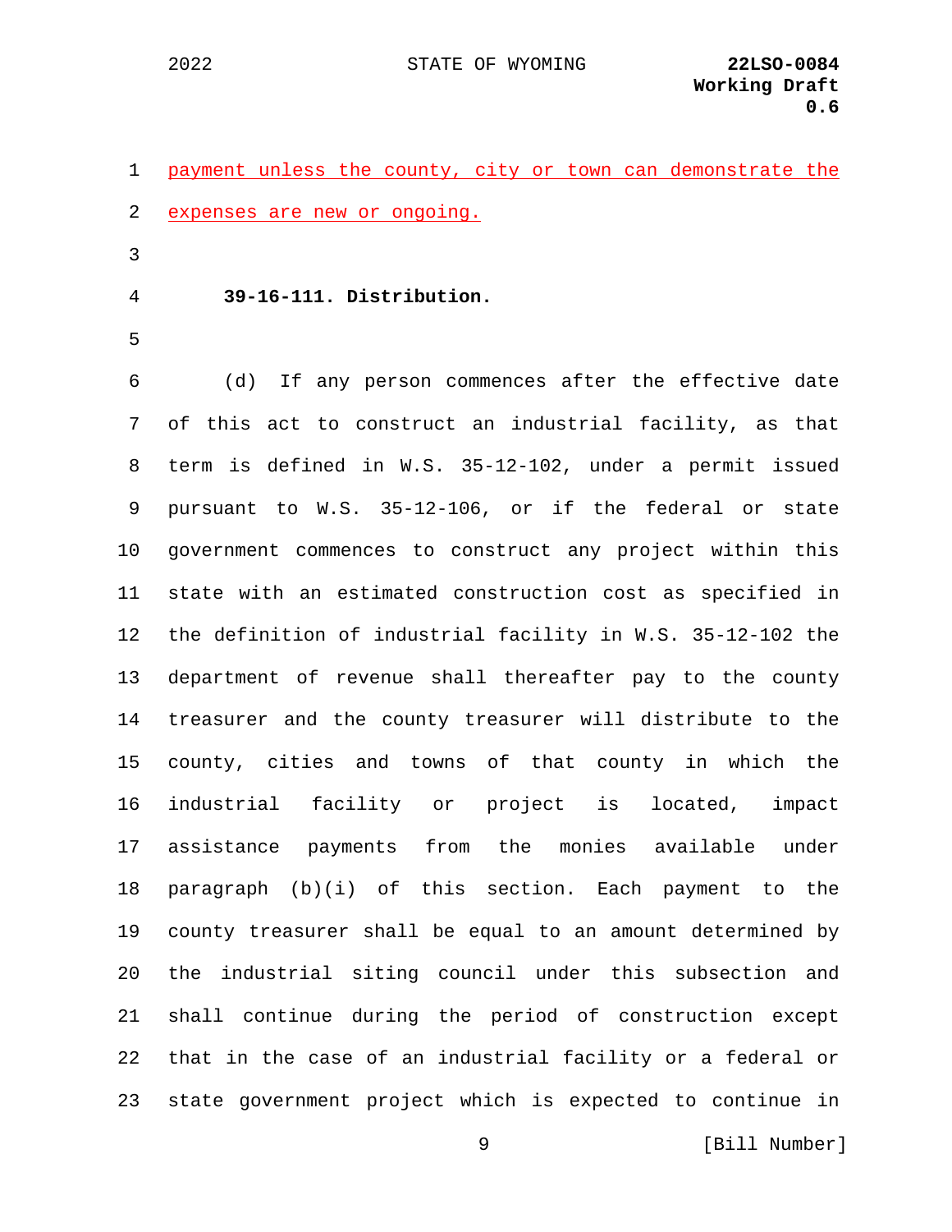payment unless the county, city or town can demonstrate the expenses are new or ongoing.

**39-16-111. Distribution.**

(d) If any person commences after the effective date of this act to construct an industrial facility, as that term is defined in W.S. 35-12-102, under a permit issued pursuant to W.S. 35-12-106, or if the federal or state government commences to construct any project within this state with an estimated construction cost as specified in the definition of industrial facility in W.S. 35-12-102 the department of revenue shall thereafter pay to the county treasurer and the county treasurer will distribute to the county, cities and towns of that county in which the industrial facility or project is located, impact assistance payments from the monies available under paragraph (b)(i) of this section. Each payment to the county treasurer shall be equal to an amount determined by the industrial siting council under this subsection and shall continue during the period of construction except that in the case of an industrial facility or a federal or state government project which is expected to continue in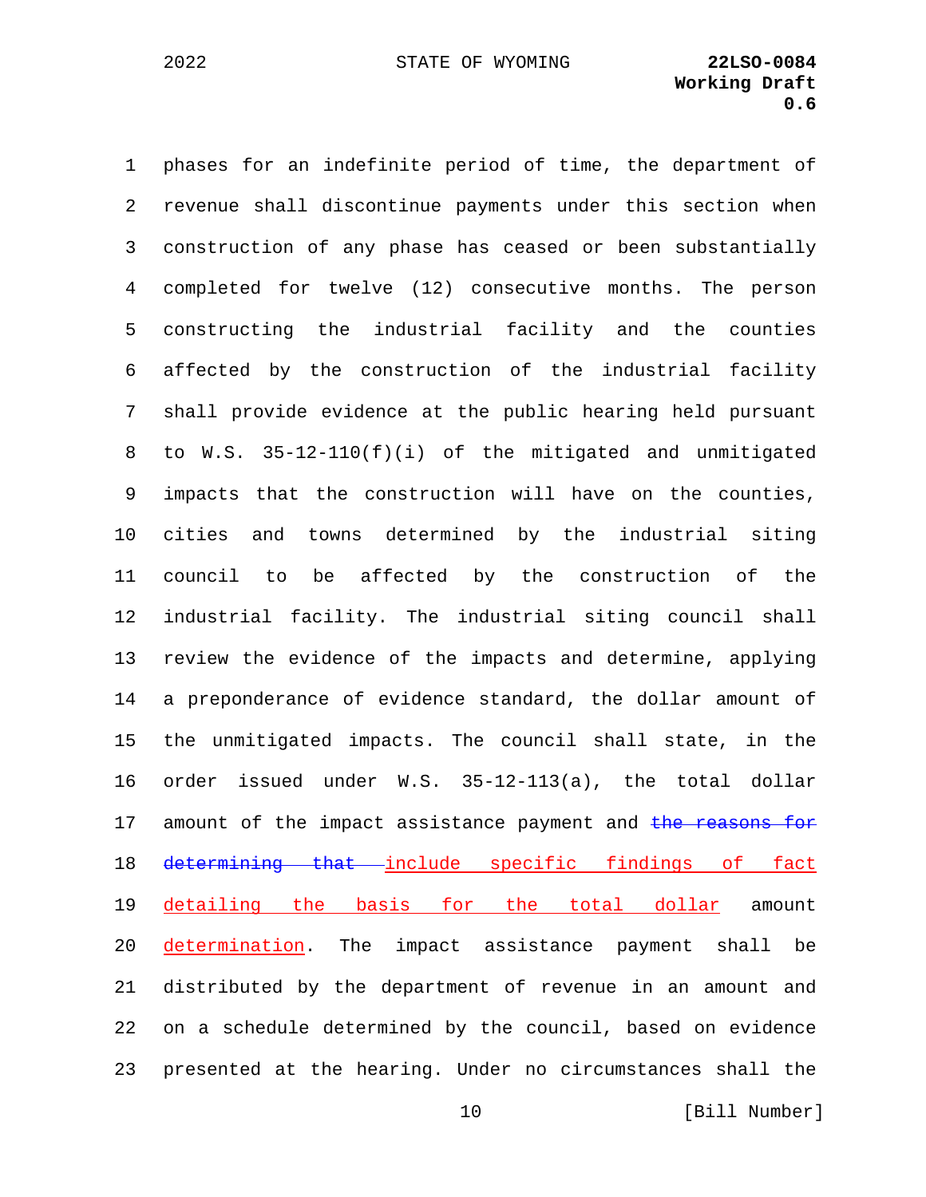phases for an indefinite period of time, the department of revenue shall discontinue payments under this section when construction of any phase has ceased or been substantially completed for twelve (12) consecutive months. The person constructing the industrial facility and the counties affected by the construction of the industrial facility shall provide evidence at the public hearing held pursuant to W.S. 35-12-110(f)(i) of the mitigated and unmitigated impacts that the construction will have on the counties, cities and towns determined by the industrial siting council to be affected by the construction of the industrial facility. The industrial siting council shall review the evidence of the impacts and determine, applying a preponderance of evidence standard, the dollar amount of the unmitigated impacts. The council shall state, in the order issued under W.S. 35-12-113(a), the total dollar amount of the impact assistance payment and ~~the reasons for determining that~~ include specific findings of fact detailing the basis for the total dollar amount determination. The impact assistance payment shall be distributed by the department of revenue in an amount and on a schedule determined by the council, based on evidence presented at the hearing. Under no circumstances shall the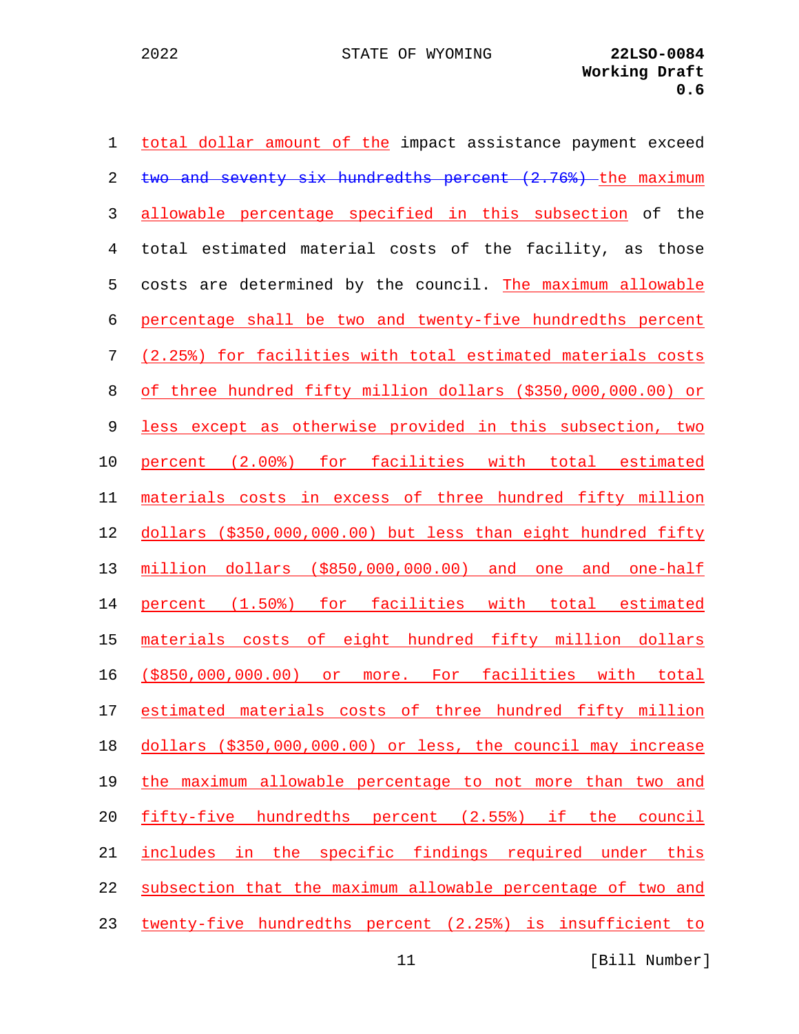total dollar amount of the impact assistance payment exceed ~~two and seventy six hundredths percent (2.76%)~~ the maximum allowable percentage specified in this subsection of the total estimated material costs of the facility, as those costs are determined by the council. The maximum allowable percentage shall be two and twenty-five hundredths percent (2.25%) for facilities with total estimated materials costs of three hundred fifty million dollars ($350,000,000.00) or less except as otherwise provided in this subsection, two percent (2.00%) for facilities with total estimated materials costs in excess of three hundred fifty million dollars ($350,000,000.00) but less than eight hundred fifty million dollars ($850,000,000.00) and one and one-half percent (1.50%) for facilities with total estimated materials costs of eight hundred fifty million dollars ($850,000,000.00) or more. For facilities with total estimated materials costs of three hundred fifty million dollars ($350,000,000.00) or less, the council may increase the maximum allowable percentage to not more than two and fifty-five hundredths percent (2.55%) if the council includes in the specific findings required under this subsection that the maximum allowable percentage of two and twenty-five hundredths percent (2.25%) is insufficient to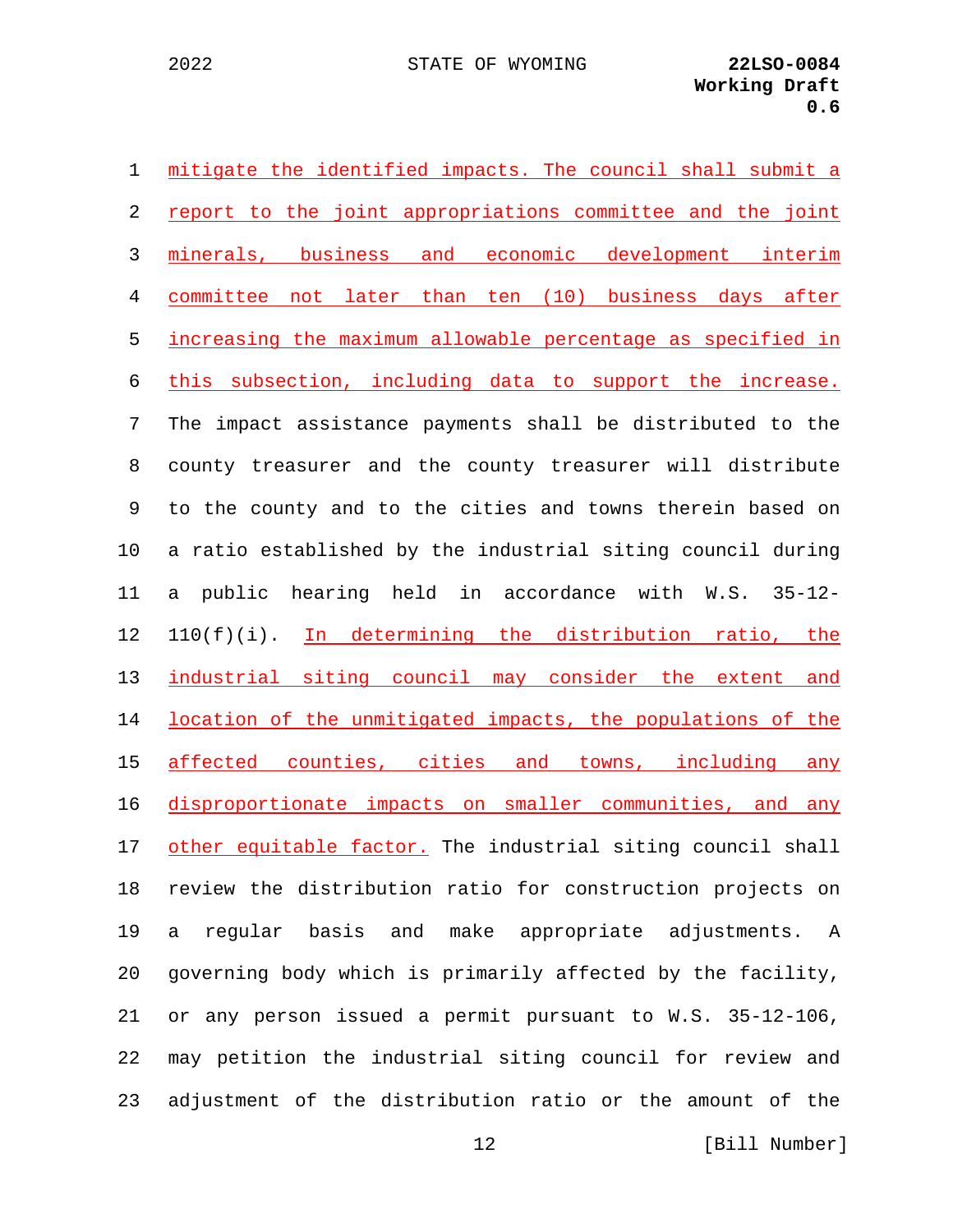mitigate the identified impacts. The council shall submit a report to the joint appropriations committee and the joint minerals, business and economic development interim committee not later than ten (10) business days after increasing the maximum allowable percentage as specified in this subsection, including data to support the increase. The impact assistance payments shall be distributed to the county treasurer and the county treasurer will distribute to the county and to the cities and towns therein based on a ratio established by the industrial siting council during a public hearing held in accordance with W.S. 35-12-110(f)(i). In determining the distribution ratio, the industrial siting council may consider the extent and location of the unmitigated impacts, the populations of the affected counties, cities and towns, including any disproportionate impacts on smaller communities, and any other equitable factor. The industrial siting council shall review the distribution ratio for construction projects on a regular basis and make appropriate adjustments. A governing body which is primarily affected by the facility, or any person issued a permit pursuant to W.S. 35-12-106, may petition the industrial siting council for review and adjustment of the distribution ratio or the amount of the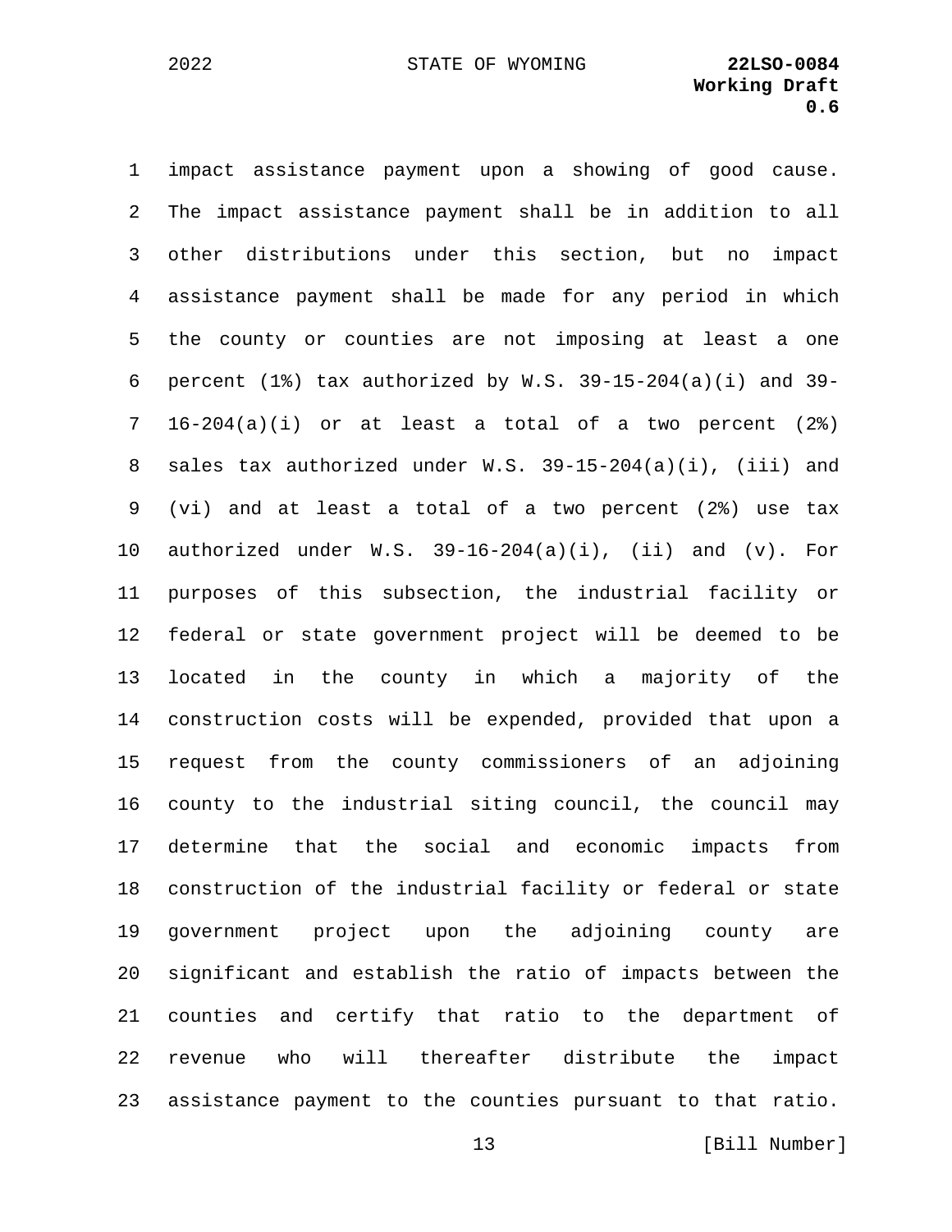impact assistance payment upon a showing of good cause. The impact assistance payment shall be in addition to all other distributions under this section, but no impact assistance payment shall be made for any period in which the county or counties are not imposing at least a one percent (1%) tax authorized by W.S. 39-15-204(a)(i) and 39-16-204(a)(i) or at least a total of a two percent (2%) sales tax authorized under W.S. 39-15-204(a)(i), (iii) and (vi) and at least a total of a two percent (2%) use tax authorized under W.S. 39-16-204(a)(i), (ii) and (v). For purposes of this subsection, the industrial facility or federal or state government project will be deemed to be located in the county in which a majority of the construction costs will be expended, provided that upon a request from the county commissioners of an adjoining county to the industrial siting council, the council may determine that the social and economic impacts from construction of the industrial facility or federal or state government project upon the adjoining county are significant and establish the ratio of impacts between the counties and certify that ratio to the department of revenue who will thereafter distribute the impact assistance payment to the counties pursuant to that ratio.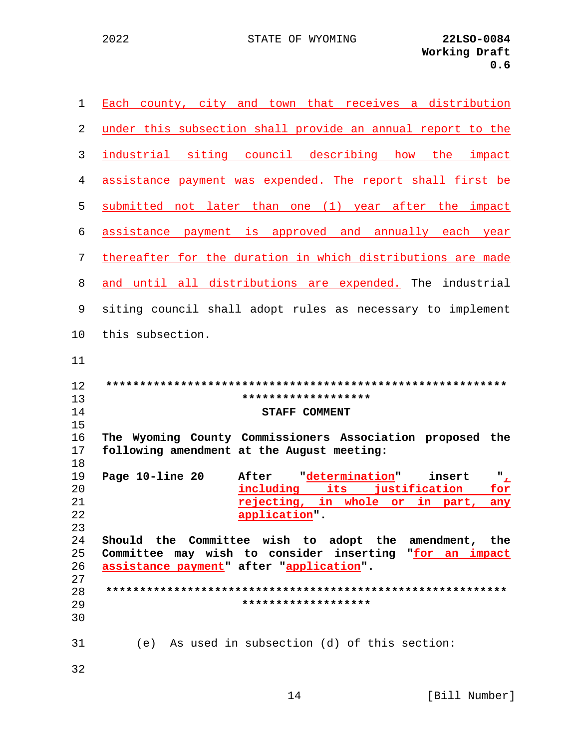Each county, city and town that receives a distribution under this subsection shall provide an annual report to the industrial siting council describing how the impact assistance payment was expended. The report shall first be submitted not later than one (1) year after the impact assistance payment is approved and annually each year thereafter for the duration in which distributions are made and until all distributions are expended. The industrial siting council shall adopt rules as necessary to implement this subsection.

**STAFF COMMENT**

**The Wyoming County Commissioners Association proposed the following amendment at the August meeting:**

**Page 10-line 20 After "determination" insert ", including its justification for rejecting, in whole or in part, any application".**

**Should the Committee wish to adopt the amendment, the Committee may wish to consider inserting "for an impact assistance payment" after "application".**

(e) As used in subsection (d) of this section: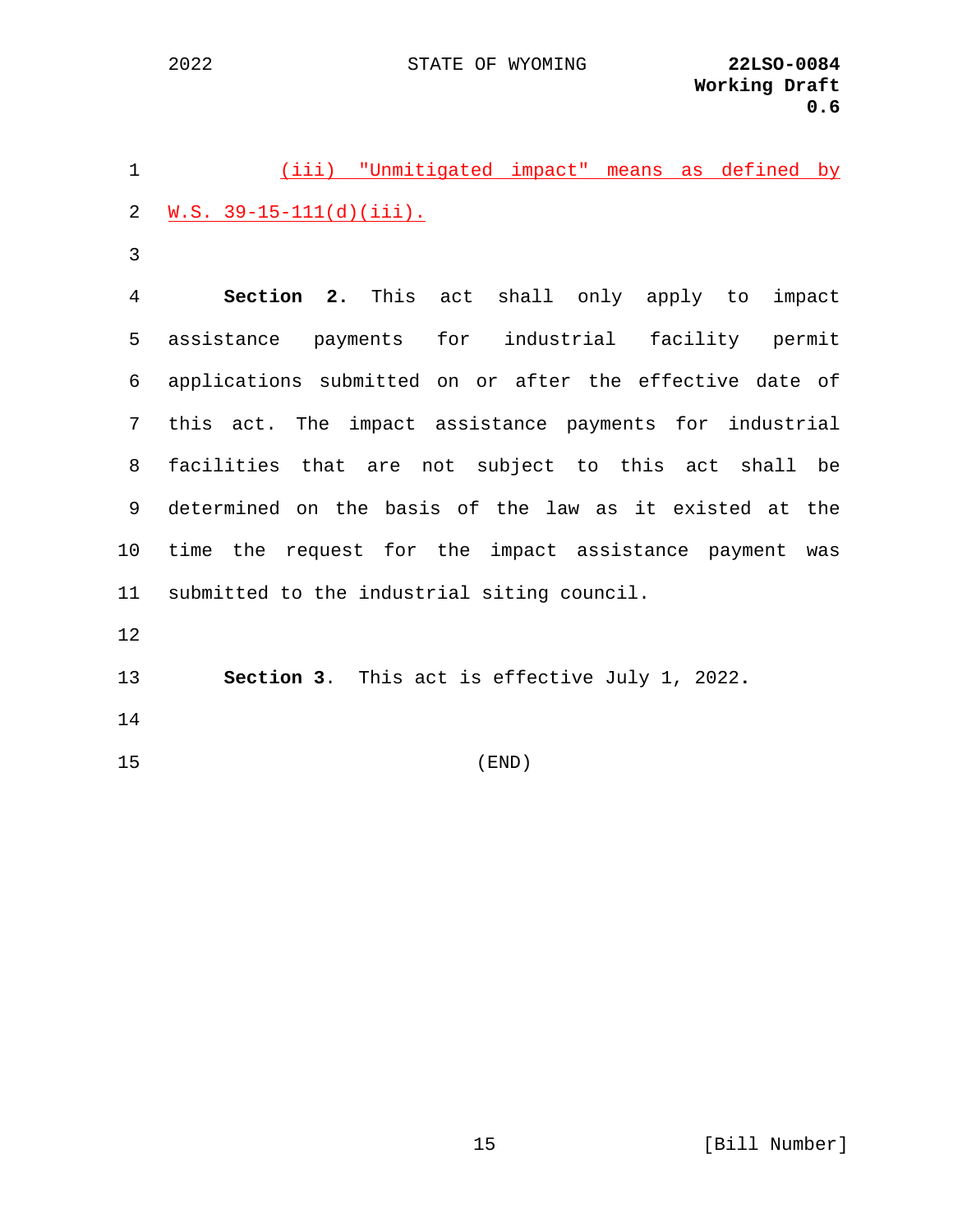(iii) "Unmitigated impact" means as defined by W.S. 39-15-111(d)(iii).

**Section 2.** This act shall only apply to impact assistance payments for industrial facility permit applications submitted on or after the effective date of this act. The impact assistance payments for industrial facilities that are not subject to this act shall be determined on the basis of the law as it existed at the time the request for the impact assistance payment was submitted to the industrial siting council.

**Section 3**. This act is effective July 1, 2022.

(END)